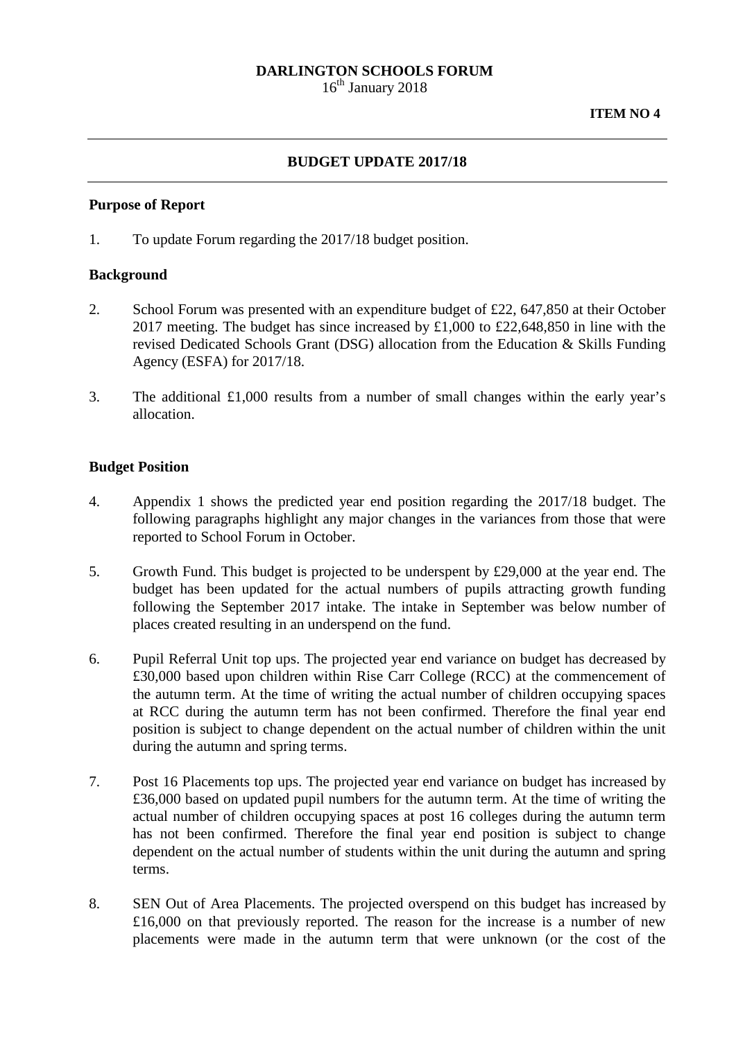**DARLINGTON SCHOOLS FORUM**
16th January 2018

**ITEM NO 4**

---

## BUDGET UPDATE 2017/18

---

### Purpose of Report

1. To update Forum regarding the 2017/18 budget position.

### Background

2. School Forum was presented with an expenditure budget of £22, 647,850 at their October 2017 meeting. The budget has since increased by £1,000 to £22,648,850 in line with the revised Dedicated Schools Grant (DSG) allocation from the Education & Skills Funding Agency (ESFA) for 2017/18.

3. The additional £1,000 results from a number of small changes within the early year's allocation.

### Budget Position

4. Appendix 1 shows the predicted year end position regarding the 2017/18 budget. The following paragraphs highlight any major changes in the variances from those that were reported to School Forum in October.

5. Growth Fund. This budget is projected to be underspent by £29,000 at the year end. The budget has been updated for the actual numbers of pupils attracting growth funding following the September 2017 intake. The intake in September was below number of places created resulting in an underspend on the fund.

6. Pupil Referral Unit top ups. The projected year end variance on budget has decreased by £30,000 based upon children within Rise Carr College (RCC) at the commencement of the autumn term. At the time of writing the actual number of children occupying spaces at RCC during the autumn term has not been confirmed. Therefore the final year end position is subject to change dependent on the actual number of children within the unit during the autumn and spring terms.

7. Post 16 Placements top ups. The projected year end variance on budget has increased by £36,000 based on updated pupil numbers for the autumn term. At the time of writing the actual number of children occupying spaces at post 16 colleges during the autumn term has not been confirmed. Therefore the final year end position is subject to change dependent on the actual number of students within the unit during the autumn and spring terms.

8. SEN Out of Area Placements. The projected overspend on this budget has increased by £16,000 on that previously reported. The reason for the increase is a number of new placements were made in the autumn term that were unknown (or the cost of the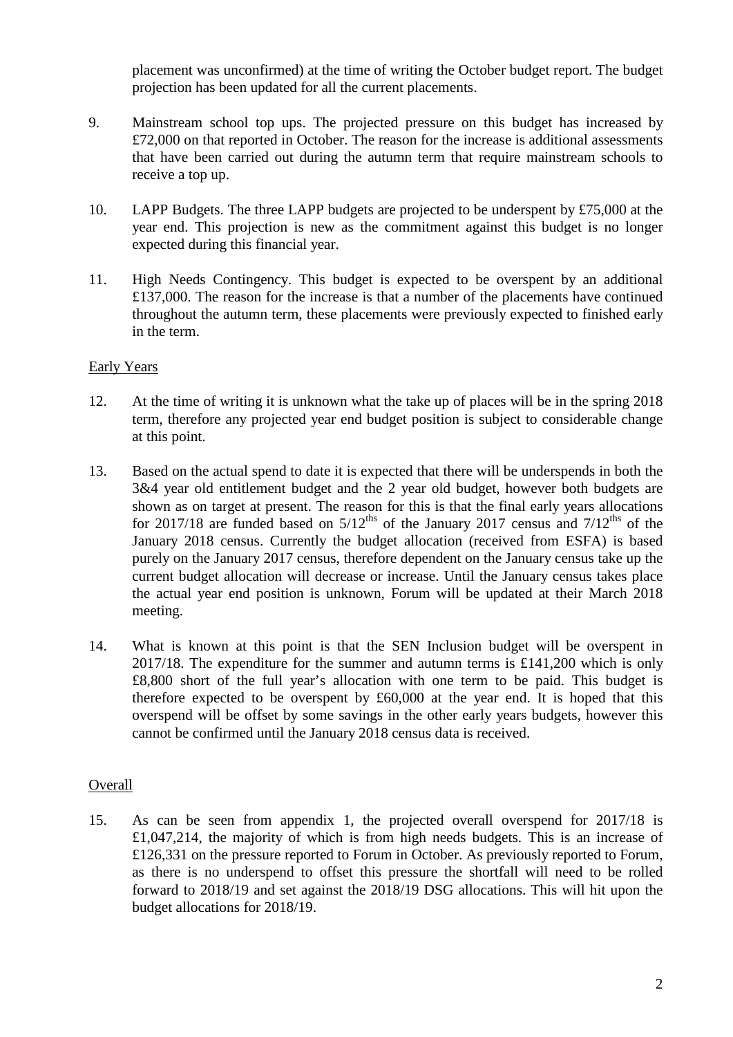placement was unconfirmed) at the time of writing the October budget report. The budget projection has been updated for all the current placements.

9. Mainstream school top ups. The projected pressure on this budget has increased by £72,000 on that reported in October. The reason for the increase is additional assessments that have been carried out during the autumn term that require mainstream schools to receive a top up.

10. LAPP Budgets. The three LAPP budgets are projected to be underspent by £75,000 at the year end. This projection is new as the commitment against this budget is no longer expected during this financial year.

11. High Needs Contingency. This budget is expected to be overspent by an additional £137,000. The reason for the increase is that a number of the placements have continued throughout the autumn term, these placements were previously expected to finished early in the term.

Early Years

12. At the time of writing it is unknown what the take up of places will be in the spring 2018 term, therefore any projected year end budget position is subject to considerable change at this point.

13. Based on the actual spend to date it is expected that there will be underspends in both the 3&4 year old entitlement budget and the 2 year old budget, however both budgets are shown as on target at present. The reason for this is that the final early years allocations for 2017/18 are funded based on 5/12ths of the January 2017 census and 7/12ths of the January 2018 census. Currently the budget allocation (received from ESFA) is based purely on the January 2017 census, therefore dependent on the January census take up the current budget allocation will decrease or increase. Until the January census takes place the actual year end position is unknown, Forum will be updated at their March 2018 meeting.

14. What is known at this point is that the SEN Inclusion budget will be overspent in 2017/18. The expenditure for the summer and autumn terms is £141,200 which is only £8,800 short of the full year's allocation with one term to be paid. This budget is therefore expected to be overspent by £60,000 at the year end. It is hoped that this overspend will be offset by some savings in the other early years budgets, however this cannot be confirmed until the January 2018 census data is received.

Overall

15. As can be seen from appendix 1, the projected overall overspend for 2017/18 is £1,047,214, the majority of which is from high needs budgets. This is an increase of £126,331 on the pressure reported to Forum in October. As previously reported to Forum, as there is no underspend to offset this pressure the shortfall will need to be rolled forward to 2018/19 and set against the 2018/19 DSG allocations. This will hit upon the budget allocations for 2018/19.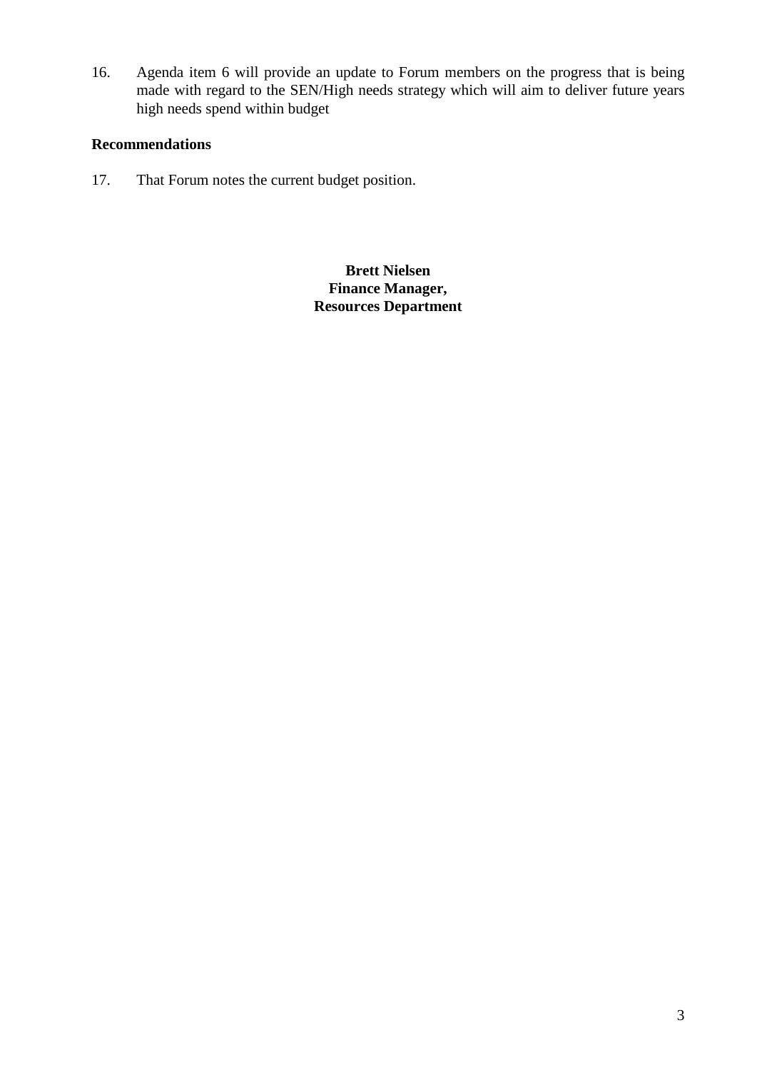16. Agenda item 6 will provide an update to Forum members on the progress that is being made with regard to the SEN/High needs strategy which will aim to deliver future years high needs spend within budget

**Recommendations**

17. That Forum notes the current budget position.

**Brett Nielsen**
**Finance Manager,**
**Resources Department**